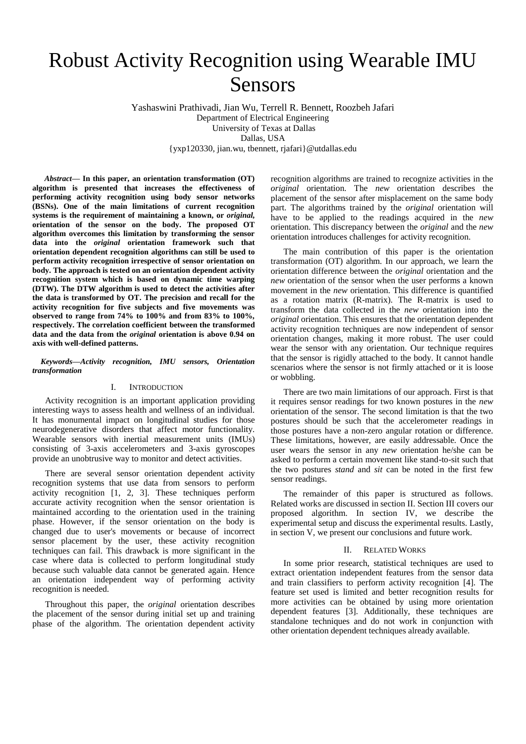# Robust Activity Recognition using Wearable IMU Sensors

Yashaswini Prathivadi, Jian Wu, Terrell R. Bennett, Roozbeh Jafari
Department of Electrical Engineering
University of Texas at Dallas
Dallas, USA
{yxp120330, jian.wu, tbennett, rjafari}@utdallas.edu

***Abstract*— In this paper, an orientation transformation (OT) algorithm is presented that increases the effectiveness of performing activity recognition using body sensor networks (BSNs). One of the main limitations of current recognition systems is the requirement of maintaining a known, or *original*, orientation of the sensor on the body. The proposed OT algorithm overcomes this limitation by transforming the sensor data into the *original* orientation framework such that orientation dependent recognition algorithms can still be used to perform activity recognition irrespective of sensor orientation on body. The approach is tested on an orientation dependent activity recognition system which is based on dynamic time warping (DTW). The DTW algorithm is used to detect the activities after the data is transformed by OT. The precision and recall for the activity recognition for five subjects and five movements was observed to range from 74% to 100% and from 83% to 100%, respectively. The correlation coefficient between the transformed data and the data from the *original* orientation is above 0.94 on axis with well-defined patterns.**

***Keywords—Activity recognition, IMU sensors, Orientation transformation***

## I. Introduction

Activity recognition is an important application providing interesting ways to assess health and wellness of an individual. It has monumental impact on longitudinal studies for those neurodegenerative disorders that affect motor functionality. Wearable sensors with inertial measurement units (IMUs) consisting of 3-axis accelerometers and 3-axis gyroscopes provide an unobtrusive way to monitor and detect activities.

There are several sensor orientation dependent activity recognition systems that use data from sensors to perform activity recognition [1, 2, 3]. These techniques perform accurate activity recognition when the sensor orientation is maintained according to the orientation used in the training phase. However, if the sensor orientation on the body is changed due to user's movements or because of incorrect sensor placement by the user, these activity recognition techniques can fail. This drawback is more significant in the case where data is collected to perform longitudinal study because such valuable data cannot be generated again. Hence an orientation independent way of performing activity recognition is needed.

Throughout this paper, the *original* orientation describes the placement of the sensor during initial set up and training phase of the algorithm. The orientation dependent activity recognition algorithms are trained to recognize activities in the *original* orientation. The *new* orientation describes the placement of the sensor after misplacement on the same body part. The algorithms trained by the *original* orientation will have to be applied to the readings acquired in the *new* orientation. This discrepancy between the *original* and the *new* orientation introduces challenges for activity recognition.

The main contribution of this paper is the orientation transformation (OT) algorithm. In our approach, we learn the orientation difference between the *original* orientation and the *new* orientation of the sensor when the user performs a known movement in the *new* orientation. This difference is quantified as a rotation matrix (R-matrix). The R-matrix is used to transform the data collected in the *new* orientation into the *original* orientation. This ensures that the orientation dependent activity recognition techniques are now independent of sensor orientation changes, making it more robust. The user could wear the sensor with any orientation. Our technique requires that the sensor is rigidly attached to the body. It cannot handle scenarios where the sensor is not firmly attached or it is loose or wobbling.

There are two main limitations of our approach. First is that it requires sensor readings for two known postures in the *new* orientation of the sensor. The second limitation is that the two postures should be such that the accelerometer readings in those postures have a non-zero angular rotation or difference. These limitations, however, are easily addressable. Once the user wears the sensor in any *new* orientation he/she can be asked to perform a certain movement like stand-to-sit such that the two postures *stand* and *sit* can be noted in the first few sensor readings.

The remainder of this paper is structured as follows. Related works are discussed in section II. Section III covers our proposed algorithm. In section IV, we describe the experimental setup and discuss the experimental results. Lastly, in section V, we present our conclusions and future work.

## II. Related Works

In some prior research, statistical techniques are used to extract orientation independent features from the sensor data and train classifiers to perform activity recognition [4]. The feature set used is limited and better recognition results for more activities can be obtained by using more orientation dependent features [3]. Additionally, these techniques are standalone techniques and do not work in conjunction with other orientation dependent techniques already available.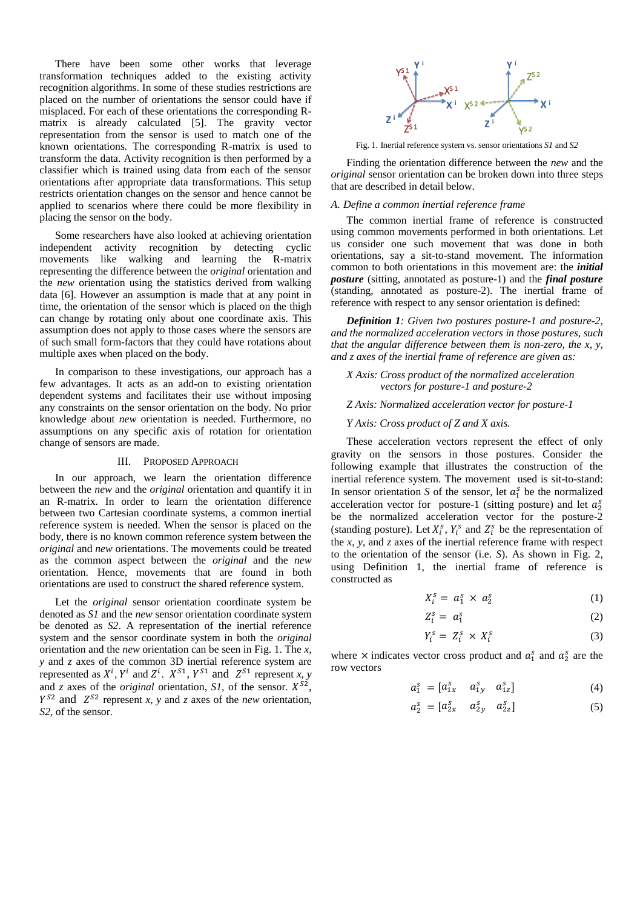There have been some other works that leverage transformation techniques added to the existing activity recognition algorithms. In some of these studies restrictions are placed on the number of orientations the sensor could have if misplaced. For each of these orientations the corresponding R-matrix is already calculated [5]. The gravity vector representation from the sensor is used to match one of the known orientations. The corresponding R-matrix is used to transform the data. Activity recognition is then performed by a classifier which is trained using data from each of the sensor orientations after appropriate data transformations. This setup restricts orientation changes on the sensor and hence cannot be applied to scenarios where there could be more flexibility in placing the sensor on the body.

Some researchers have also looked at achieving orientation independent activity recognition by detecting cyclic movements like walking and learning the R-matrix representing the difference between the *original* orientation and the *new* orientation using the statistics derived from walking data [6]. However an assumption is made that at any point in time, the orientation of the sensor which is placed on the thigh can change by rotating only about one coordinate axis. This assumption does not apply to those cases where the sensors are of such small form-factors that they could have rotations about multiple axes when placed on the body.

In comparison to these investigations, our approach has a few advantages. It acts as an add-on to existing orientation dependent systems and facilitates their use without imposing any constraints on the sensor orientation on the body. No prior knowledge about *new* orientation is needed. Furthermore, no assumptions on any specific axis of rotation for orientation change of sensors are made.

## III. Proposed Approach

In our approach, we learn the orientation difference between the *new* and the *original* orientation and quantify it in an R-matrix. In order to learn the orientation difference between two Cartesian coordinate systems, a common inertial reference system is needed. When the sensor is placed on the body, there is no known common reference system between the *original* and *new* orientations. The movements could be treated as the common aspect between the *original* and the *new* orientation. Hence, movements that are found in both orientations are used to construct the shared reference system.

Let the *original* sensor orientation coordinate system be denoted as *S1* and the *new* sensor orientation coordinate system be denoted as *S2*. A representation of the inertial reference system and the sensor coordinate system in both the *original* orientation and the *new* orientation can be seen in Fig. 1. The *x, y* and *z* axes of the common 3D inertial reference system are represented as $X^i, Y^i$ and $Z^i$. $X^{S1}$, $Y^{S1}$ and $Z^{S1}$ represent *x, y* and *z* axes of the *original* orientation, *S1,* of the sensor. $X^{S2}$, $Y^{S2}$ and $Z^{S2}$ represent *x, y* and *z* axes of the *new* orientation, *S2*, of the sensor.

Fig. 1. Inertial reference system vs. sensor orientations *S1* and *S2*

Finding the orientation difference between the *new* and the *original* sensor orientation can be broken down into three steps that are described in detail below.

### *A. Define a common inertial reference frame*

The common inertial frame of reference is constructed using common movements performed in both orientations. Let us consider one such movement that was done in both orientations, say a sit-to-stand movement. The information common to both orientations in this movement are: the ***initial posture*** (sitting, annotated as posture-1) and the ***final posture*** (standing, annotated as posture-2). The inertial frame of reference with respect to any sensor orientation is defined:

***Definition 1****: Given two postures posture-1 and posture-2, and the normalized acceleration vectors in those postures, such that the angular difference between them is non-zero, the x, y, and z axes of the inertial frame of reference are given as:*

*X Axis: Cross product of the normalized acceleration vectors for posture-1 and posture-2*

*Z Axis: Normalized acceleration vector for posture-1*

*Y Axis: Cross product of Z and X axis.*

These acceleration vectors represent the effect of only gravity on the sensors in those postures. Consider the following example that illustrates the construction of the inertial reference system. The movement used is sit-to-stand: In sensor orientation *S* of the sensor, let $a_1^s$ be the normalized acceleration vector for posture-1 (sitting posture) and let $a_2^s$ be the normalized acceleration vector for the posture-2 (standing posture). Let $X_i^s$, $Y_i^s$ and $Z_i^s$ be the representation of the *x*, *y*, and *z* axes of the inertial reference frame with respect to the orientation of the sensor (i.e. *S*). As shown in Fig. 2, using Definition 1, the inertial frame of reference is constructed as

$$X_i^s = a_1^s \times a_2^s \tag{1}$$

$$Z_i^s = a_1^s \tag{2}$$

$$Y_i^s = Z_i^s \times X_i^s \tag{3}$$

where $\times$ indicates vector cross product and $a_1^s$ and $a_2^s$ are the row vectors

$$a_1^s = [a_{1x}^s \quad a_{1y}^s \quad a_{1z}^s] \tag{4}$$

$$a_2^s = [a_{2x}^s \quad a_{2y}^s \quad a_{2z}^s] \tag{5}$$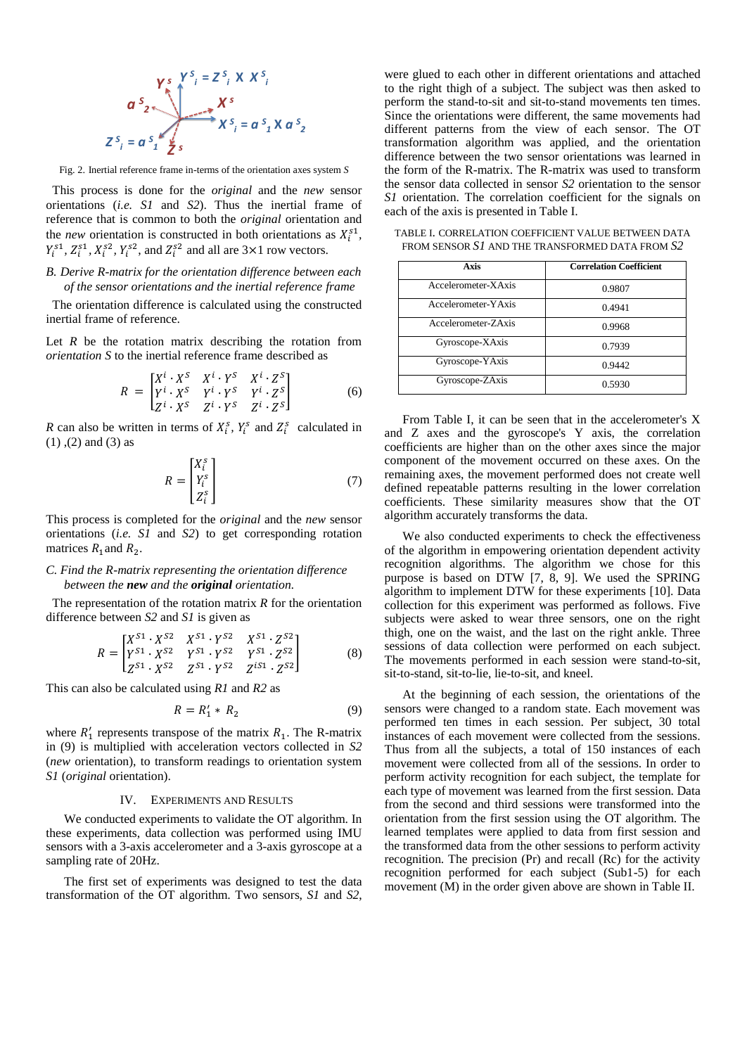Fig. 2. Inertial reference frame in-terms of the orientation axes system *S*

This process is done for the *original* and the *new* sensor orientations (*i.e.* *S1* and *S2*). Thus the inertial frame of reference that is common to both the *original* orientation and the *new* orientation is constructed in both orientations as $X_i^{s1}$, $Y_i^{s1}$, $Z_i^{s1}$, $X_i^{s2}$, $Y_i^{s2}$, and $Z_i^{s2}$ and all are 3×1 row vectors.

### B. Derive R-matrix for the orientation difference between each of the sensor orientations and the inertial reference frame

The orientation difference is calculated using the constructed inertial frame of reference.

Let $R$ be the rotation matrix describing the rotation from *orientation S* to the inertial reference frame described as

$$R = \begin{bmatrix} X^i \cdot X^S & X^i \cdot Y^S & X^i \cdot Z^S \\ Y^i \cdot X^S & Y^i \cdot Y^S & Y^i \cdot Z^S \\ Z^i \cdot X^S & Z^i \cdot Y^S & Z^i \cdot Z^S \end{bmatrix} \quad (6)$$

$R$ can also be written in terms of $X_i^s$, $Y_i^s$ and $Z_i^s$ calculated in (1) ,(2) and (3) as

$$R = \begin{bmatrix} X_i^s \\ Y_i^s \\ Z_i^s \end{bmatrix} \quad (7)$$

This process is completed for the *original* and the *new* sensor orientations (*i.e.* *S1* and *S2*) to get corresponding rotation matrices $R_1$ and $R_2$.

### C. Find the R-matrix representing the orientation difference between the ***new*** and the ***original*** orientation.

The representation of the rotation matrix $R$ for the orientation difference between *S2* and *S1* is given as

$$R = \begin{bmatrix} X^{S1} \cdot X^{S2} & X^{S1} \cdot Y^{S2} & X^{S1} \cdot Z^{S2} \\ Y^{S1} \cdot X^{S2} & Y^{S1} \cdot Y^{S2} & Y^{S1} \cdot Z^{S2} \\ Z^{S1} \cdot X^{S2} & Z^{S1} \cdot Y^{S2} & Z^{iS1} \cdot Z^{S2} \end{bmatrix} \quad (8)$$

This can also be calculated using *R1* and *R2* as

$$R = R_1' * R_2 \quad (9)$$

where $R_1'$ represents transpose of the matrix $R_1$. The R-matrix in (9) is multiplied with acceleration vectors collected in *S2* (*new* orientation), to transform readings to orientation system *S1* (*original* orientation).

## IV. Experiments and Results

We conducted experiments to validate the OT algorithm. In these experiments, data collection was performed using IMU sensors with a 3-axis accelerometer and a 3-axis gyroscope at a sampling rate of 20Hz.

The first set of experiments was designed to test the data transformation of the OT algorithm. Two sensors, *S1* and *S2*, were glued to each other in different orientations and attached to the right thigh of a subject. The subject was then asked to perform the stand-to-sit and sit-to-stand movements ten times. Since the orientations were different, the same movements had different patterns from the view of each sensor. The OT transformation algorithm was applied, and the orientation difference between the two sensor orientations was learned in the form of the R-matrix. The R-matrix was used to transform the sensor data collected in sensor *S2* orientation to the sensor *S1* orientation. The correlation coefficient for the signals on each of the axis is presented in Table I.

TABLE I. Correlation Coefficient Value Between Data From Sensor *S1* and the Transformed Data From *S2*

| Axis | Correlation Coefficient |
|---|---|
| Accelerometer-XAxis | 0.9807 |
| Accelerometer-YAxis | 0.4941 |
| Accelerometer-ZAxis | 0.9968 |
| Gyroscope-XAxis | 0.7939 |
| Gyroscope-YAxis | 0.9442 |
| Gyroscope-ZAxis | 0.5930 |

From Table I, it can be seen that in the accelerometer's X and Z axes and the gyroscope's Y axis, the correlation coefficients are higher than on the other axes since the major component of the movement occurred on these axes. On the remaining axes, the movement performed does not create well defined repeatable patterns resulting in the lower correlation coefficients. These similarity measures show that the OT algorithm accurately transforms the data.

We also conducted experiments to check the effectiveness of the algorithm in empowering orientation dependent activity recognition algorithms. The algorithm we chose for this purpose is based on DTW [7, 8, 9]. We used the SPRING algorithm to implement DTW for these experiments [10]. Data collection for this experiment was performed as follows. Five subjects were asked to wear three sensors, one on the right thigh, one on the waist, and the last on the right ankle. Three sessions of data collection were performed on each subject. The movements performed in each session were stand-to-sit, sit-to-stand, sit-to-lie, lie-to-sit, and kneel.

At the beginning of each session, the orientations of the sensors were changed to a random state. Each movement was performed ten times in each session. Per subject, 30 total instances of each movement were collected from the sessions. Thus from all the subjects, a total of 150 instances of each movement were collected from all of the sessions. In order to perform activity recognition for each subject, the template for each type of movement was learned from the first session. Data from the second and third sessions were transformed into the orientation from the first session using the OT algorithm. The learned templates were applied to data from first session and the transformed data from the other sessions to perform activity recognition. The precision (Pr) and recall (Rc) for the activity recognition performed for each subject (Sub1-5) for each movement (M) in the order given above are shown in Table II.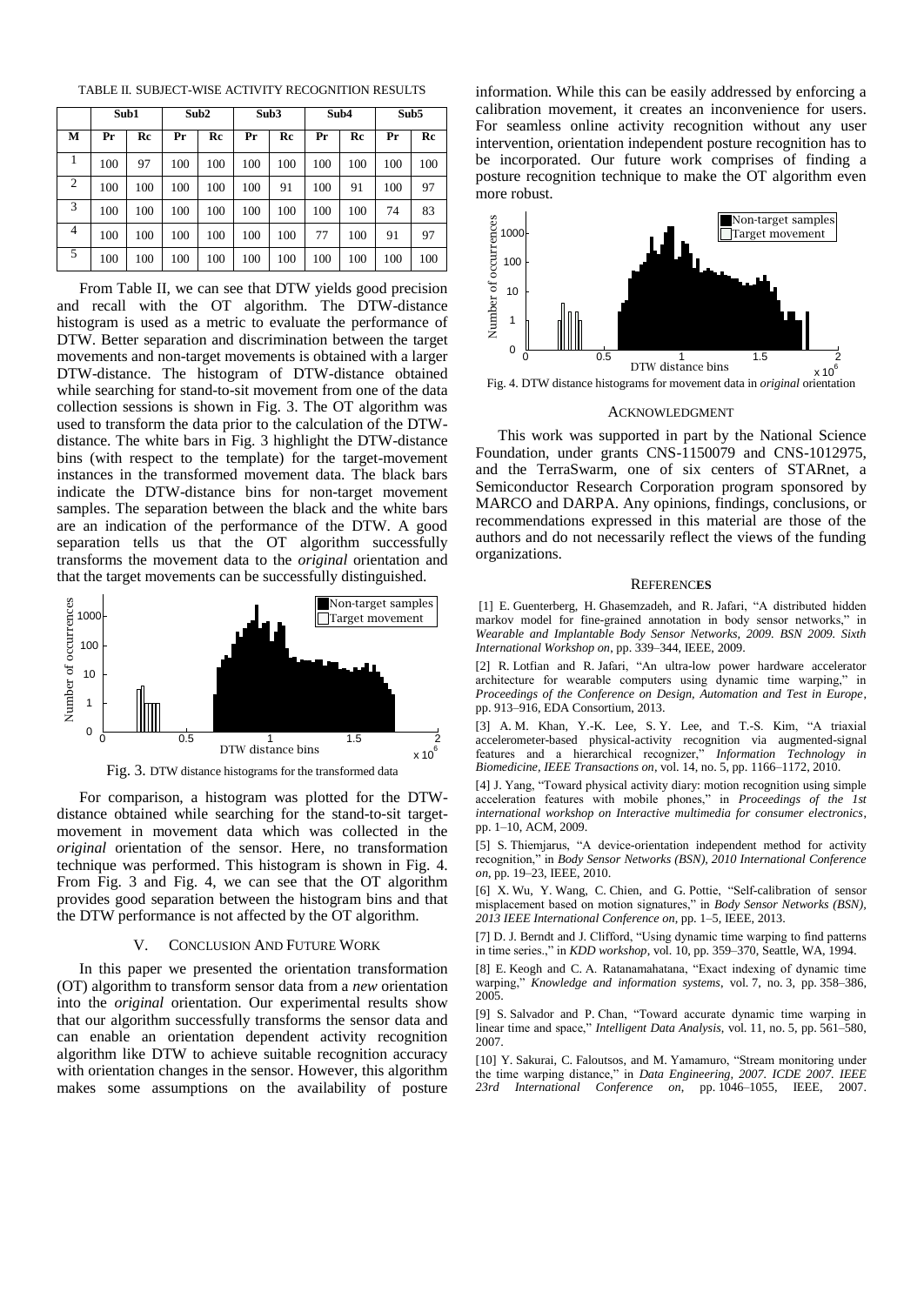TABLE II. SUBJECT-WISE ACTIVITY RECOGNITION RESULTS

| | Sub1 | | Sub2 | | Sub3 | | Sub4 | | Sub5 | |
|---|---|---|---|---|---|---|---|---|---|---|
| **M** | **Pr** | **Rc** | **Pr** | **Rc** | **Pr** | **Rc** | **Pr** | **Rc** | **Pr** | **Rc** |
| 1 | 100 | 97 | 100 | 100 | 100 | 100 | 100 | 100 | 100 | 100 |
| 2 | 100 | 100 | 100 | 100 | 100 | 91 | 100 | 91 | 100 | 97 |
| 3 | 100 | 100 | 100 | 100 | 100 | 100 | 100 | 100 | 74 | 83 |
| 4 | 100 | 100 | 100 | 100 | 100 | 100 | 77 | 100 | 91 | 97 |
| 5 | 100 | 100 | 100 | 100 | 100 | 100 | 100 | 100 | 100 | 100 |

From Table II, we can see that DTW yields good precision and recall with the OT algorithm. The DTW-distance histogram is used as a metric to evaluate the performance of DTW. Better separation and discrimination between the target movements and non-target movements is obtained with a larger DTW-distance. The histogram of DTW-distance obtained while searching for stand-to-sit movement from one of the data collection sessions is shown in Fig. 3. The OT algorithm was used to transform the data prior to the calculation of the DTW-distance. The white bars in Fig. 3 highlight the DTW-distance bins (with respect to the template) for the target-movement instances in the transformed movement data. The black bars indicate the DTW-distance bins for non-target movement samples. The separation between the black and the white bars are an indication of the performance of the DTW. A good separation tells us that the OT algorithm successfully transforms the movement data to the *original* orientation and that the target movements can be successfully distinguished.

Non-target samples
Target movement
Number of occurrences
1000
100
10
1
0
0
0.5
1
1.5
2
DTW distance bins
x $10^6$

Fig. 3. DTW distance histograms for the transformed data

For comparison, a histogram was plotted for the DTW-distance obtained while searching for the stand-to-sit target-movement in movement data which was collected in the *original* orientation of the sensor. Here, no transformation technique was performed. This histogram is shown in Fig. 4. From Fig. 3 and Fig. 4, we can see that the OT algorithm provides good separation between the histogram bins and that the DTW performance is not affected by the OT algorithm.

## V. CONCLUSION AND FUTURE WORK

In this paper we presented the orientation transformation (OT) algorithm to transform sensor data from a *new* orientation into the *original* orientation. Our experimental results show that our algorithm successfully transforms the sensor data and can enable an orientation dependent activity recognition algorithm like DTW to achieve suitable recognition accuracy with orientation changes in the sensor. However, this algorithm makes some assumptions on the availability of posture information. While this can be easily addressed by enforcing a calibration movement, it creates an inconvenience for users. For seamless online activity recognition without any user intervention, orientation independent posture recognition has to be incorporated. Our future work comprises of finding a posture recognition technique to make the OT algorithm even more robust.

Non-target samples
Target movement
Number of occurrences
1000
100
10
1
0
0
0.5
1
1.5
2
DTW distance bins
x $10^6$

Fig. 4. DTW distance histograms for movement data in *original* orientation

## ACKNOWLEDGMENT

This work was supported in part by the National Science Foundation, under grants CNS-1150079 and CNS-1012975, and the TerraSwarm, one of six centers of STARnet, a Semiconductor Research Corporation program sponsored by MARCO and DARPA. Any opinions, findings, conclusions, or recommendations expressed in this material are those of the authors and do not necessarily reflect the views of the funding organizations.

## REFERENCES

[1] E. Guenterberg, H. Ghasemzadeh, and R. Jafari, "A distributed hidden markov model for fine-grained annotation in body sensor networks," in *Wearable and Implantable Body Sensor Networks, 2009. BSN 2009. Sixth International Workshop on*, pp. 339–344, IEEE, 2009.

[2] R. Lotfian and R. Jafari, "An ultra-low power hardware accelerator architecture for wearable computers using dynamic time warping," in *Proceedings of the Conference on Design, Automation and Test in Europe*, pp. 913–916, EDA Consortium, 2013.

[3] A. M. Khan, Y.-K. Lee, S. Y. Lee, and T.-S. Kim, "A triaxial accelerometer-based physical-activity recognition via augmented-signal features and a hierarchical recognizer," *Information Technology in Biomedicine, IEEE Transactions on*, vol. 14, no. 5, pp. 1166–1172, 2010.

[4] J. Yang, "Toward physical activity diary: motion recognition using simple acceleration features with mobile phones," in *Proceedings of the 1st international workshop on Interactive multimedia for consumer electronics*, pp. 1–10, ACM, 2009.

[5] S. Thiemjarus, "A device-orientation independent method for activity recognition," in *Body Sensor Networks (BSN), 2010 International Conference on*, pp. 19–23, IEEE, 2010.

[6] X. Wu, Y. Wang, C. Chien, and G. Pottie, "Self-calibration of sensor misplacement based on motion signatures," in *Body Sensor Networks (BSN), 2013 IEEE International Conference on*, pp. 1–5, IEEE, 2013.

[7] D. J. Berndt and J. Clifford, "Using dynamic time warping to find patterns in time series.," in *KDD workshop*, vol. 10, pp. 359–370, Seattle, WA, 1994.

[8] E. Keogh and C. A. Ratanamahatana, "Exact indexing of dynamic time warping," *Knowledge and information systems*, vol. 7, no. 3, pp. 358–386, 2005.

[9] S. Salvador and P. Chan, "Toward accurate dynamic time warping in linear time and space," *Intelligent Data Analysis*, vol. 11, no. 5, pp. 561–580, 2007.

[10] Y. Sakurai, C. Faloutsos, and M. Yamamuro, "Stream monitoring under the time warping distance," in *Data Engineering, 2007. ICDE 2007. IEEE 23rd International Conference on*, pp. 1046–1055, IEEE, 2007.